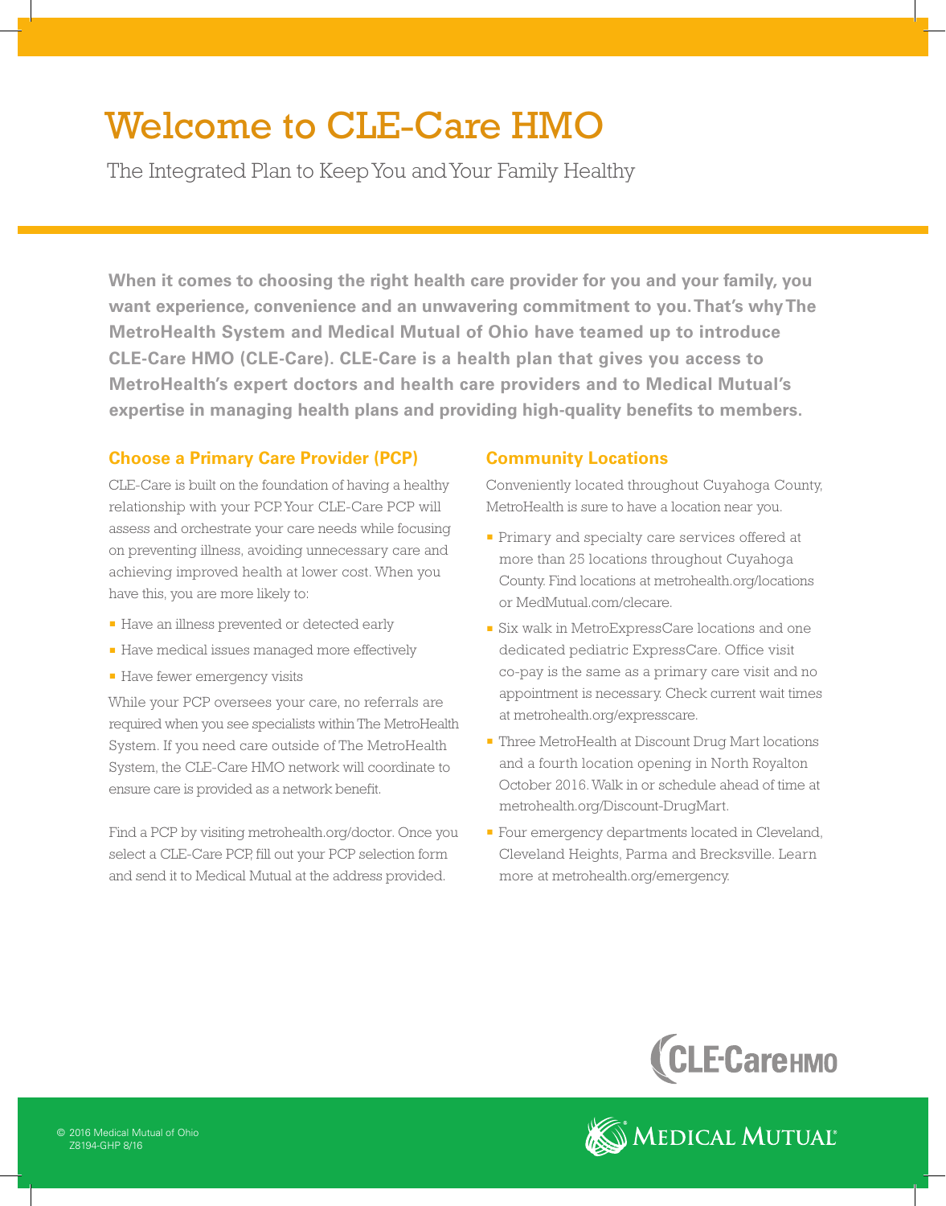# Welcome to CLE-Care HMO

The Integrated Plan to Keep You and Your Family Healthy

**When it comes to choosing the right health care provider for you and your family, you want experience, convenience and an unwavering commitment to you. That's why The MetroHealth System and Medical Mutual of Ohio have teamed up to introduce CLE-Care HMO (CLE-Care). CLE-Care is a health plan that gives you access to MetroHealth's expert doctors and health care providers and to Medical Mutual's expertise in managing health plans and providing high-quality benefits to members.**

## Choose a Primary Care Provider (PCP)

CLE-Care is built on the foundation of having a healthy relationship with your PCP. Your CLE-Care PCP will assess and orchestrate your care needs while focusing on preventing illness, avoiding unnecessary care and achieving improved health at lower cost. When you have this, you are more likely to:

- Have an illness prevented or detected early
- Have medical issues managed more effectively
- Have fewer emergency visits

While your PCP oversees your care, no referrals are required when you see specialists within The MetroHealth System. If you need care outside of The MetroHealth System, the CLE-Care HMO network will coordinate to ensure care is provided as a network benefit.

Find a PCP by visiting metrohealth.org/doctor. Once you select a CLE-Care PCP, fill out your PCP selection form and send it to Medical Mutual at the address provided.

## Community Locations

Conveniently located throughout Cuyahoga County, MetroHealth is sure to have a location near you.

- Primary and specialty care services offered at more than 25 locations throughout Cuyahoga County. Find locations at metrohealth.org/locations or MedMutual.com/clecare.
- Six walk in MetroExpressCare locations and one dedicated pediatric ExpressCare. Office visit co-pay is the same as a primary care visit and no appointment is necessary. Check current wait times at metrohealth.org/expresscare.
- Three MetroHealth at Discount Drug Mart locations and a fourth location opening in North Royalton October 2016. Walk in or schedule ahead of time at metrohealth.org/Discount-DrugMart.
- Four emergency departments located in Cleveland, Cleveland Heights, Parma and Brecksville. Learn more at metrohealth.org/emergency.

CLE-Care HMO

© 2016 Medical Mutual of Ohio
Z8194-GHP 8/16

Medical Mutual®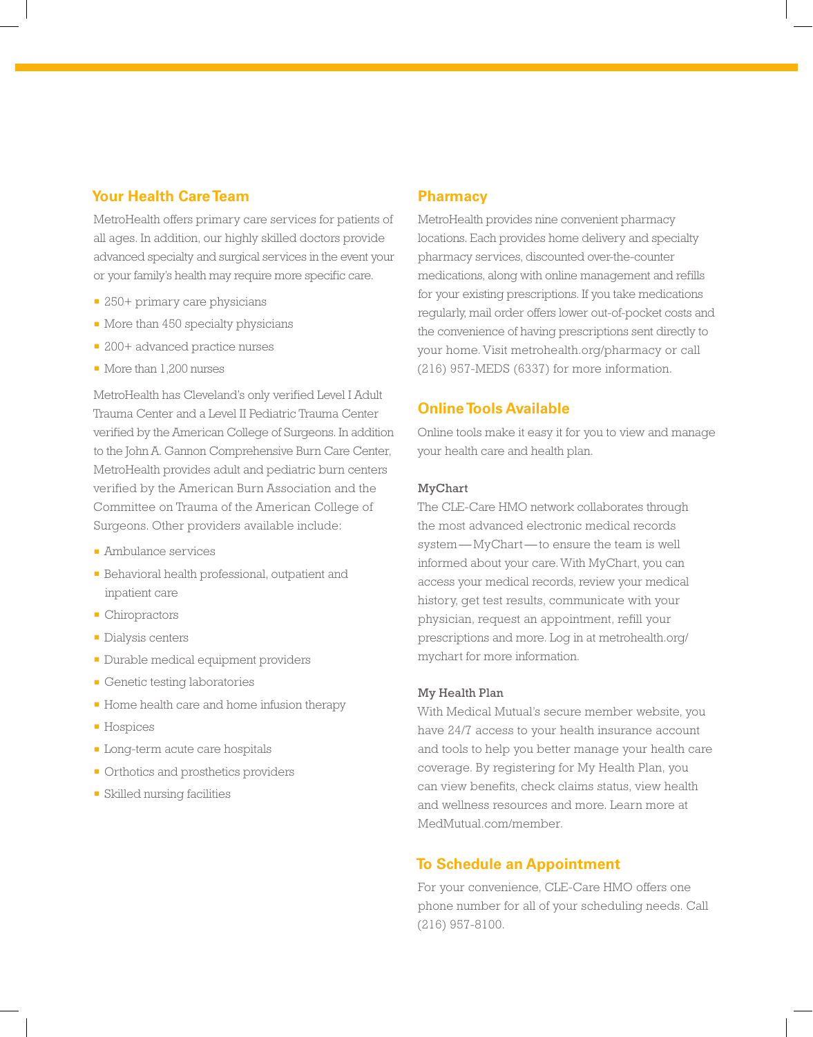## Your Health Care Team

MetroHealth offers primary care services for patients of all ages. In addition, our highly skilled doctors provide advanced specialty and surgical services in the event your or your family's health may require more specific care.

- 250+ primary care physicians
- More than 450 specialty physicians
- 200+ advanced practice nurses
- More than 1,200 nurses

MetroHealth has Cleveland's only verified Level I Adult Trauma Center and a Level II Pediatric Trauma Center verified by the American College of Surgeons. In addition to the John A. Gannon Comprehensive Burn Care Center, MetroHealth provides adult and pediatric burn centers verified by the American Burn Association and the Committee on Trauma of the American College of Surgeons. Other providers available include:

- Ambulance services
- Behavioral health professional, outpatient and inpatient care
- Chiropractors
- Dialysis centers
- Durable medical equipment providers
- Genetic testing laboratories
- Home health care and home infusion therapy
- Hospices
- Long-term acute care hospitals
- Orthotics and prosthetics providers
- Skilled nursing facilities

## Pharmacy

MetroHealth provides nine convenient pharmacy locations. Each provides home delivery and specialty pharmacy services, discounted over-the-counter medications, along with online management and refills for your existing prescriptions. If you take medications regularly, mail order offers lower out-of-pocket costs and the convenience of having prescriptions sent directly to your home. Visit metrohealth.org/pharmacy or call (216) 957-MEDS (6337) for more information.

## Online Tools Available

Online tools make it easy it for you to view and manage your health care and health plan.

### MyChart

The CLE-Care HMO network collaborates through the most advanced electronic medical records system — MyChart — to ensure the team is well informed about your care. With MyChart, you can access your medical records, review your medical history, get test results, communicate with your physician, request an appointment, refill your prescriptions and more. Log in at metrohealth.org/mychart for more information.

### My Health Plan

With Medical Mutual's secure member website, you have 24/7 access to your health insurance account and tools to help you better manage your health care coverage. By registering for My Health Plan, you can view benefits, check claims status, view health and wellness resources and more. Learn more at MedMutual.com/member.

## To Schedule an Appointment

For your convenience, CLE-Care HMO offers one phone number for all of your scheduling needs. Call (216) 957-8100.